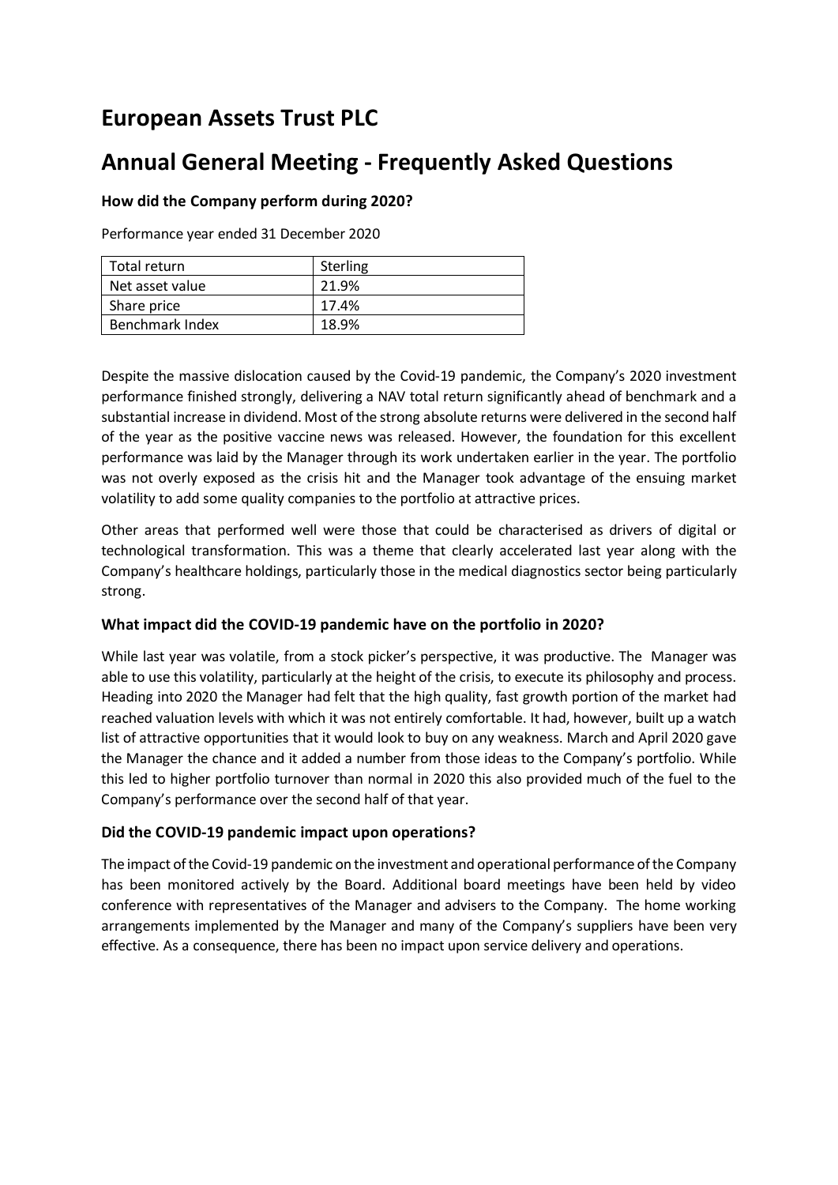# European Assets Trust PLC

# Annual General Meeting - Frequently Asked Questions

### How did the Company perform during 2020?

Performance year ended 31 December 2020

| Total return | Sterling |
| --- | --- |
| Net asset value | 21.9% |
| Share price | 17.4% |
| Benchmark Index | 18.9% |

Despite the massive dislocation caused by the Covid-19 pandemic, the Company's 2020 investment performance finished strongly, delivering a NAV total return significantly ahead of benchmark and a substantial increase in dividend. Most of the strong absolute returns were delivered in the second half of the year as the positive vaccine news was released. However, the foundation for this excellent performance was laid by the Manager through its work undertaken earlier in the year. The portfolio was not overly exposed as the crisis hit and the Manager took advantage of the ensuing market volatility to add some quality companies to the portfolio at attractive prices.

Other areas that performed well were those that could be characterised as drivers of digital or technological transformation. This was a theme that clearly accelerated last year along with the Company's healthcare holdings, particularly those in the medical diagnostics sector being particularly strong.

### What impact did the COVID-19 pandemic have on the portfolio in 2020?

While last year was volatile, from a stock picker's perspective, it was productive. The Manager was able to use this volatility, particularly at the height of the crisis, to execute its philosophy and process. Heading into 2020 the Manager had felt that the high quality, fast growth portion of the market had reached valuation levels with which it was not entirely comfortable. It had, however, built up a watch list of attractive opportunities that it would look to buy on any weakness. March and April 2020 gave the Manager the chance and it added a number from those ideas to the Company's portfolio. While this led to higher portfolio turnover than normal in 2020 this also provided much of the fuel to the Company's performance over the second half of that year.

### Did the COVID-19 pandemic impact upon operations?

The impact of the Covid-19 pandemic on the investment and operational performance of the Company has been monitored actively by the Board. Additional board meetings have been held by video conference with representatives of the Manager and advisers to the Company. The home working arrangements implemented by the Manager and many of the Company's suppliers have been very effective. As a consequence, there has been no impact upon service delivery and operations.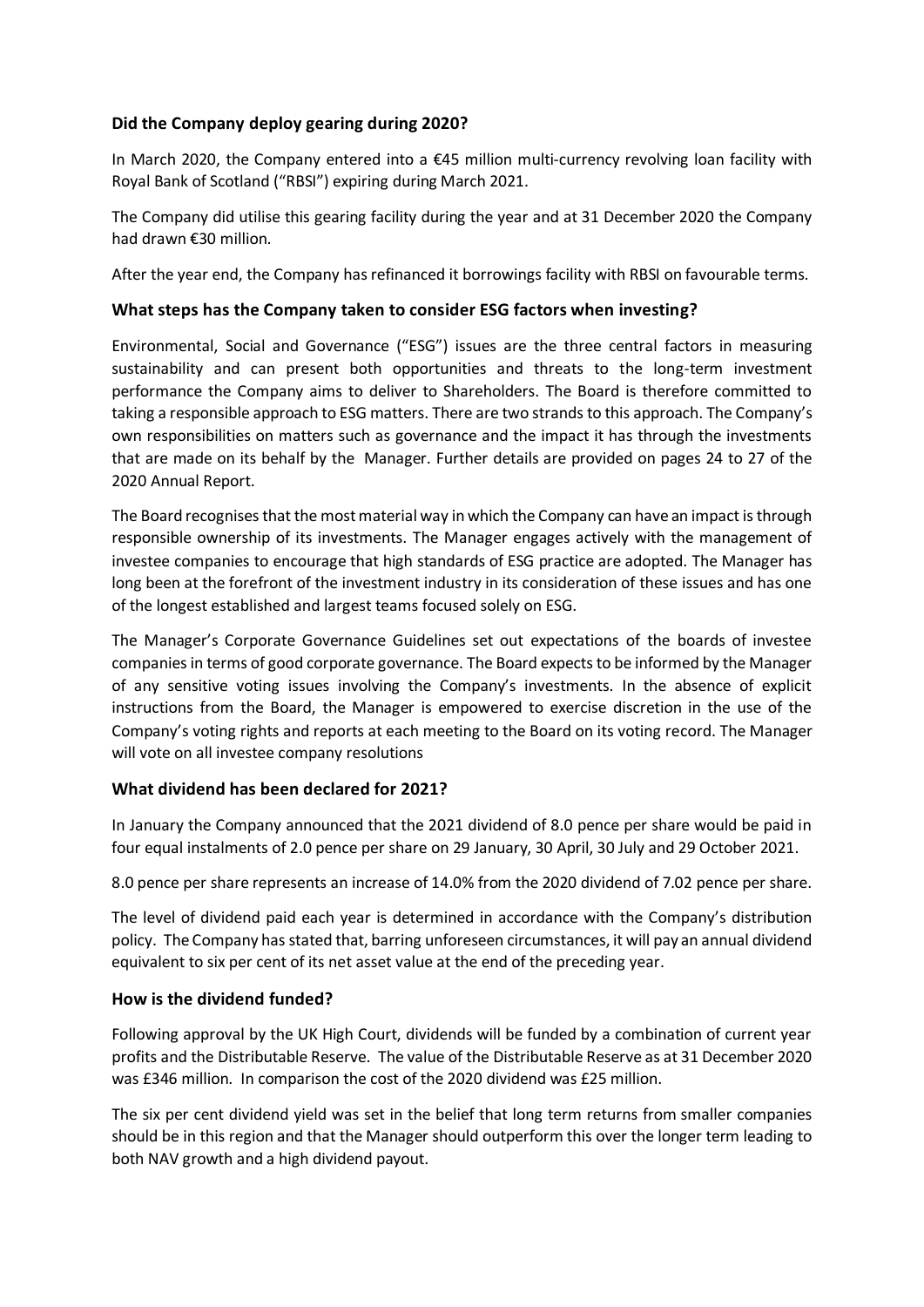### Did the Company deploy gearing during 2020?

In March 2020, the Company entered into a €45 million multi-currency revolving loan facility with Royal Bank of Scotland ("RBSI") expiring during March 2021.

The Company did utilise this gearing facility during the year and at 31 December 2020 the Company had drawn €30 million.

After the year end, the Company has refinanced it borrowings facility with RBSI on favourable terms.

### What steps has the Company taken to consider ESG factors when investing?

Environmental, Social and Governance ("ESG") issues are the three central factors in measuring sustainability and can present both opportunities and threats to the long-term investment performance the Company aims to deliver to Shareholders. The Board is therefore committed to taking a responsible approach to ESG matters. There are two strands to this approach. The Company's own responsibilities on matters such as governance and the impact it has through the investments that are made on its behalf by the Manager. Further details are provided on pages 24 to 27 of the 2020 Annual Report.

The Board recognises that the most material way in which the Company can have an impact is through responsible ownership of its investments. The Manager engages actively with the management of investee companies to encourage that high standards of ESG practice are adopted. The Manager has long been at the forefront of the investment industry in its consideration of these issues and has one of the longest established and largest teams focused solely on ESG.

The Manager's Corporate Governance Guidelines set out expectations of the boards of investee companies in terms of good corporate governance. The Board expects to be informed by the Manager of any sensitive voting issues involving the Company's investments. In the absence of explicit instructions from the Board, the Manager is empowered to exercise discretion in the use of the Company's voting rights and reports at each meeting to the Board on its voting record. The Manager will vote on all investee company resolutions

### What dividend has been declared for 2021?

In January the Company announced that the 2021 dividend of 8.0 pence per share would be paid in four equal instalments of 2.0 pence per share on 29 January, 30 April, 30 July and 29 October 2021.

8.0 pence per share represents an increase of 14.0% from the 2020 dividend of 7.02 pence per share.

The level of dividend paid each year is determined in accordance with the Company's distribution policy. The Company has stated that, barring unforeseen circumstances, it will pay an annual dividend equivalent to six per cent of its net asset value at the end of the preceding year.

### How is the dividend funded?

Following approval by the UK High Court, dividends will be funded by a combination of current year profits and the Distributable Reserve. The value of the Distributable Reserve as at 31 December 2020 was £346 million. In comparison the cost of the 2020 dividend was £25 million.

The six per cent dividend yield was set in the belief that long term returns from smaller companies should be in this region and that the Manager should outperform this over the longer term leading to both NAV growth and a high dividend payout.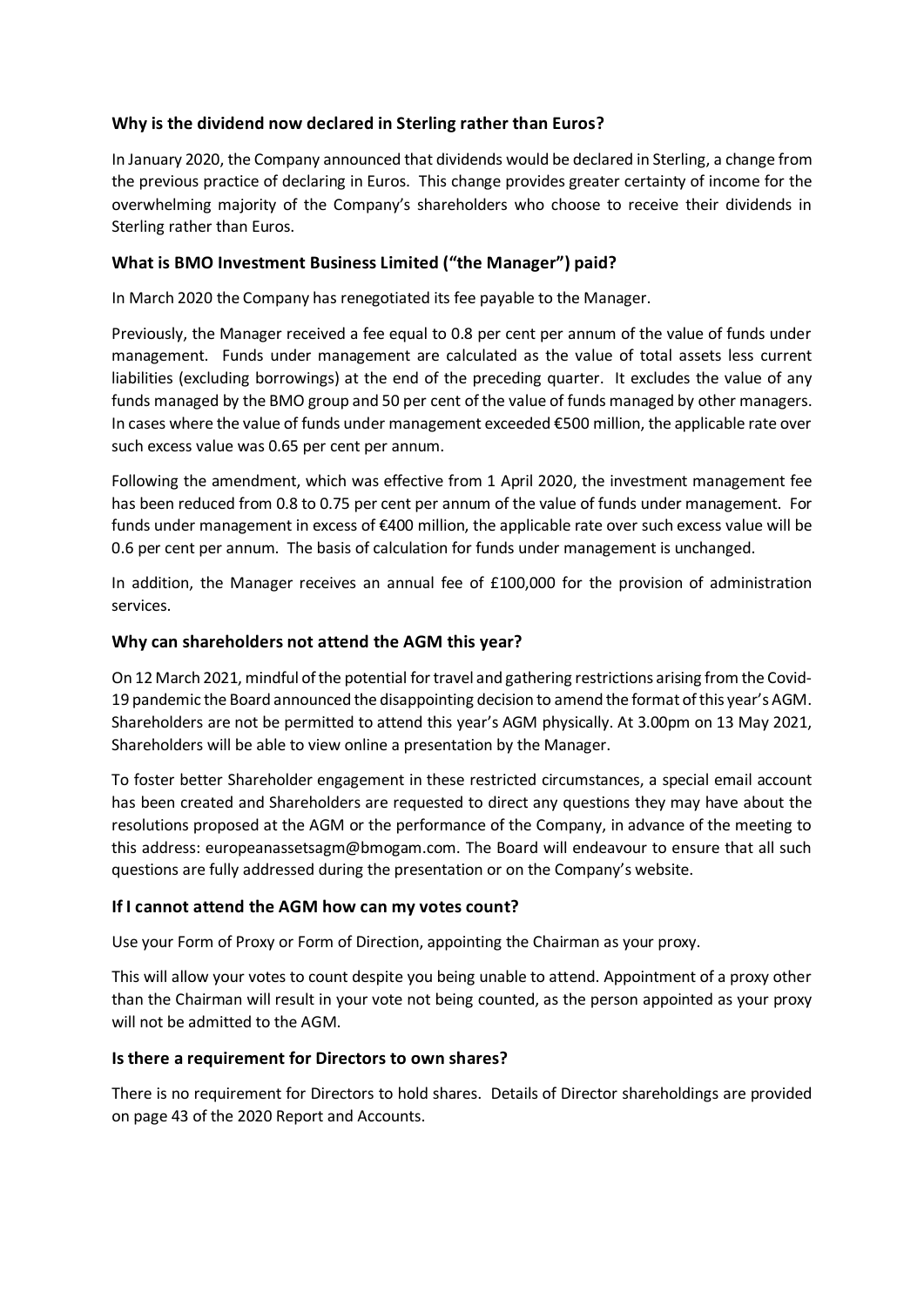### Why is the dividend now declared in Sterling rather than Euros?

In January 2020, the Company announced that dividends would be declared in Sterling, a change from the previous practice of declaring in Euros. This change provides greater certainty of income for the overwhelming majority of the Company's shareholders who choose to receive their dividends in Sterling rather than Euros.

### What is BMO Investment Business Limited ("the Manager") paid?

In March 2020 the Company has renegotiated its fee payable to the Manager.

Previously, the Manager received a fee equal to 0.8 per cent per annum of the value of funds under management. Funds under management are calculated as the value of total assets less current liabilities (excluding borrowings) at the end of the preceding quarter. It excludes the value of any funds managed by the BMO group and 50 per cent of the value of funds managed by other managers. In cases where the value of funds under management exceeded €500 million, the applicable rate over such excess value was 0.65 per cent per annum.

Following the amendment, which was effective from 1 April 2020, the investment management fee has been reduced from 0.8 to 0.75 per cent per annum of the value of funds under management. For funds under management in excess of €400 million, the applicable rate over such excess value will be 0.6 per cent per annum. The basis of calculation for funds under management is unchanged.

In addition, the Manager receives an annual fee of £100,000 for the provision of administration services.

### Why can shareholders not attend the AGM this year?

On 12 March 2021, mindful of the potential for travel and gathering restrictions arising from the Covid-19 pandemic the Board announced the disappointing decision to amend the format of this year's AGM. Shareholders are not be permitted to attend this year's AGM physically. At 3.00pm on 13 May 2021, Shareholders will be able to view online a presentation by the Manager.

To foster better Shareholder engagement in these restricted circumstances, a special email account has been created and Shareholders are requested to direct any questions they may have about the resolutions proposed at the AGM or the performance of the Company, in advance of the meeting to this address: europeanassetsagm@bmogam.com. The Board will endeavour to ensure that all such questions are fully addressed during the presentation or on the Company's website.

### If I cannot attend the AGM how can my votes count?

Use your Form of Proxy or Form of Direction, appointing the Chairman as your proxy.

This will allow your votes to count despite you being unable to attend. Appointment of a proxy other than the Chairman will result in your vote not being counted, as the person appointed as your proxy will not be admitted to the AGM.

### Is there a requirement for Directors to own shares?

There is no requirement for Directors to hold shares. Details of Director shareholdings are provided on page 43 of the 2020 Report and Accounts.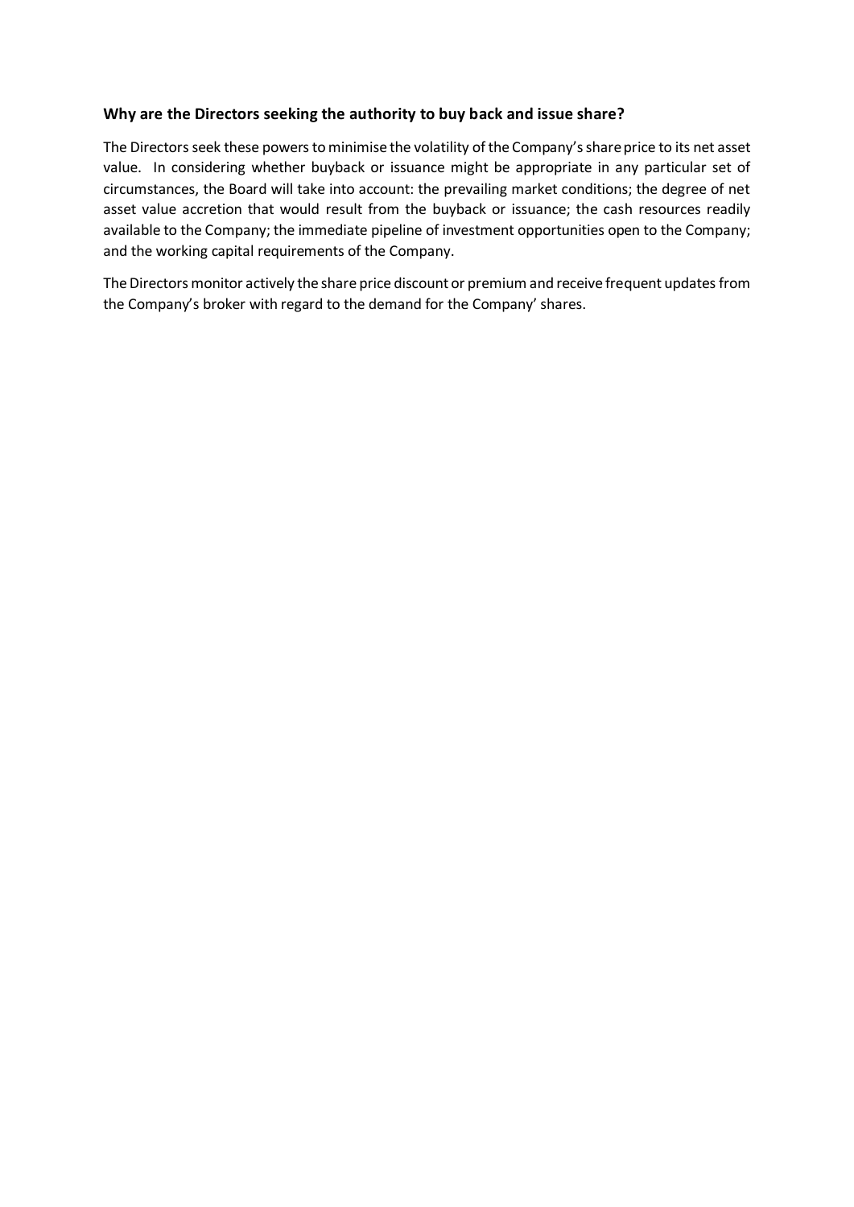### Why are the Directors seeking the authority to buy back and issue share?

The Directors seek these powers to minimise the volatility of the Company's share price to its net asset value. In considering whether buyback or issuance might be appropriate in any particular set of circumstances, the Board will take into account: the prevailing market conditions; the degree of net asset value accretion that would result from the buyback or issuance; the cash resources readily available to the Company; the immediate pipeline of investment opportunities open to the Company; and the working capital requirements of the Company.

The Directors monitor actively the share price discount or premium and receive frequent updates from the Company's broker with regard to the demand for the Company' shares.